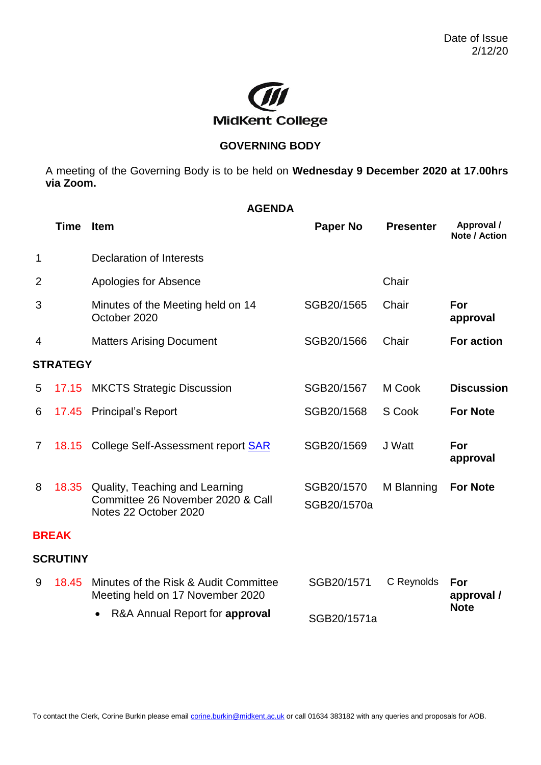Date of Issue
2/12/20

MidKent College

## GOVERNING BODY

A meeting of the Governing Body is to be held on **Wednesday 9 December 2020 at 17.00hrs via Zoom.**

### AGENDA

| | Time | Item | Paper No | Presenter | Approval / Note / Action |
|---|---|---|---|---|---|
| 1 | | Declaration of Interests | | | |
| 2 | | Apologies for Absence | | Chair | |
| 3 | | Minutes of the Meeting held on 14 October 2020 | SGB20/1565 | Chair | **For approval** |
| 4 | | Matters Arising Document | SGB20/1566 | Chair | **For action** |
| **STRATEGY** | | | | | |
| 5 | 17.15 | MKCTS Strategic Discussion | SGB20/1567 | M Cook | **Discussion** |
| 6 | 17.45 | Principal's Report | SGB20/1568 | S Cook | **For Note** |
| 7 | 18.15 | College Self-Assessment report SAR | SGB20/1569 | J Watt | **For approval** |
| 8 | 18.35 | Quality, Teaching and Learning Committee 26 November 2020 & Call Notes 22 October 2020 | SGB20/1570 SGB20/1570a | M Blanning | **For Note** |
| **BREAK** | | | | | |
| **SCRUTINY** | | | | | |
| 9 | 18.45 | Minutes of the Risk & Audit Committee Meeting held on 17 November 2020 | SGB20/1571 | C Reynolds | **For approval / Note** |
| | | • R&A Annual Report for **approval** | SGB20/1571a | | |

To contact the Clerk, Corine Burkin please email corine.burkin@midkent.ac.uk or call 01634 383182 with any queries and proposals for AOB.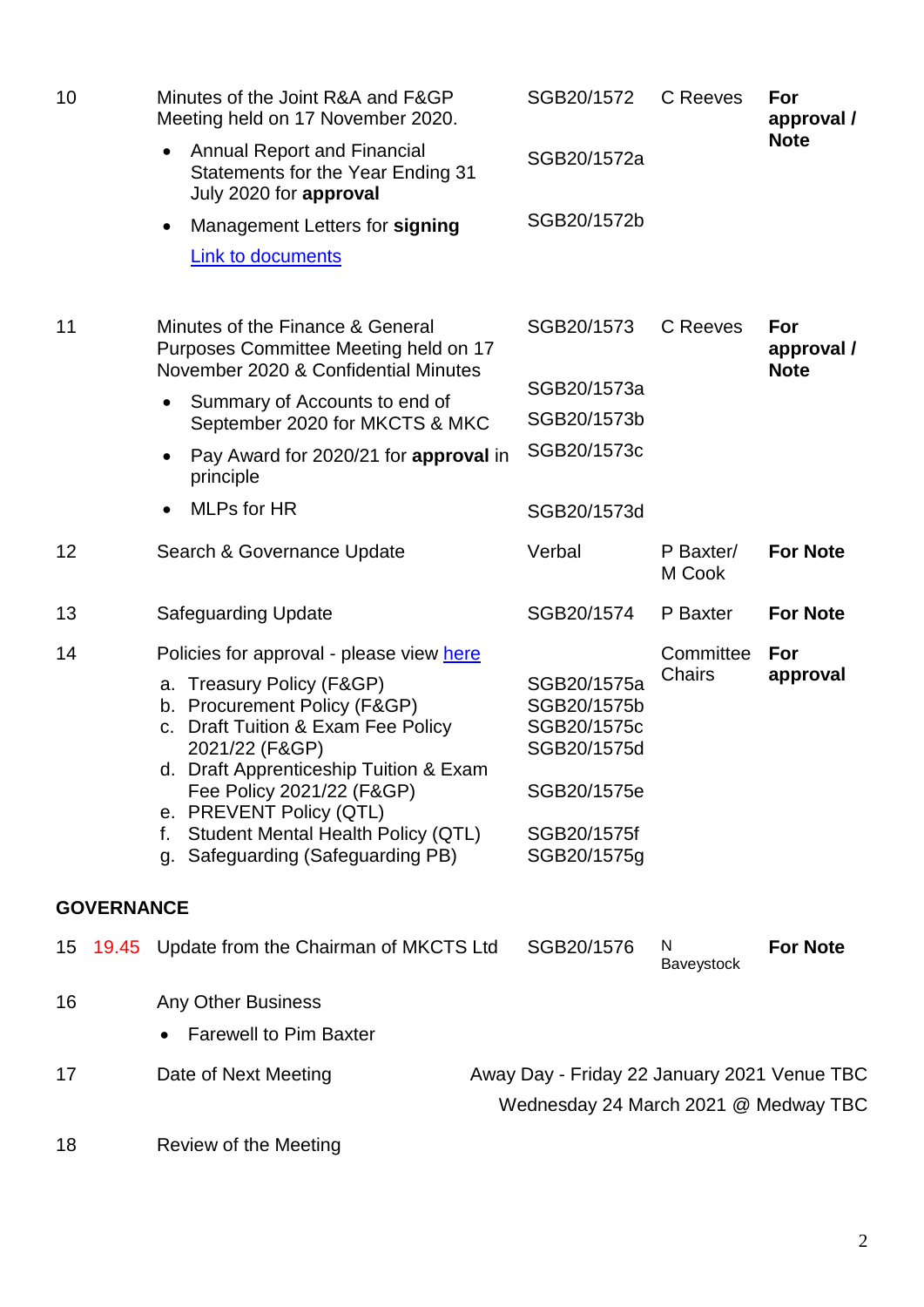| | | | | | |
|---|---|---|---|---|---|
| 10 | | Minutes of the Joint R&A and F&GP Meeting held on 17 November 2020. | SGB20/1572 | C Reeves | **For approval / Note** |
| | | • Annual Report and Financial Statements for the Year Ending 31 July 2020 for **approval** | SGB20/1572a | | |
| | | • Management Letters for **signing** | SGB20/1572b | | |
| | | Link to documents | | | |
| 11 | | Minutes of the Finance & General Purposes Committee Meeting held on 17 November 2020 & Confidential Minutes | SGB20/1573 | C Reeves | **For approval / Note** |
| | | • Summary of Accounts to end of September 2020 for MKCTS & MKC | SGB20/1573a<br>SGB20/1573b | | |
| | | • Pay Award for 2020/21 for **approval** in principle | SGB20/1573c | | |
| | | • MLPs for HR | SGB20/1573d | | |
| 12 | | Search & Governance Update | Verbal | P Baxter/ M Cook | **For Note** |
| 13 | | Safeguarding Update | SGB20/1574 | P Baxter | **For Note** |
| 14 | | Policies for approval - please view here | | Committee Chairs | **For approval** |
| | | a. Treasury Policy (F&GP) | SGB20/1575a | | |
| | | b. Procurement Policy (F&GP) | SGB20/1575b | | |
| | | c. Draft Tuition & Exam Fee Policy 2021/22 (F&GP) | SGB20/1575c<br>SGB20/1575d | | |
| | | d. Draft Apprenticeship Tuition & Exam Fee Policy 2021/22 (F&GP) | SGB20/1575e | | |
| | | e. PREVENT Policy (QTL) | | | |
| | | f. Student Mental Health Policy (QTL) | SGB20/1575f | | |
| | | g. Safeguarding (Safeguarding PB) | SGB20/1575g | | |
| **GOVERNANCE** | | | | | |
| 15 | 19.45 | Update from the Chairman of MKCTS Ltd | SGB20/1576 | N Baveystock | **For Note** |
| 16 | | Any Other Business | | | |
| | | • Farewell to Pim Baxter | | | |
| 17 | | Date of Next Meeting | Away Day - Friday 22 January 2021 Venue TBC<br>Wednesday 24 March 2021 @ Medway TBC | | |
| 18 | | Review of the Meeting | | | |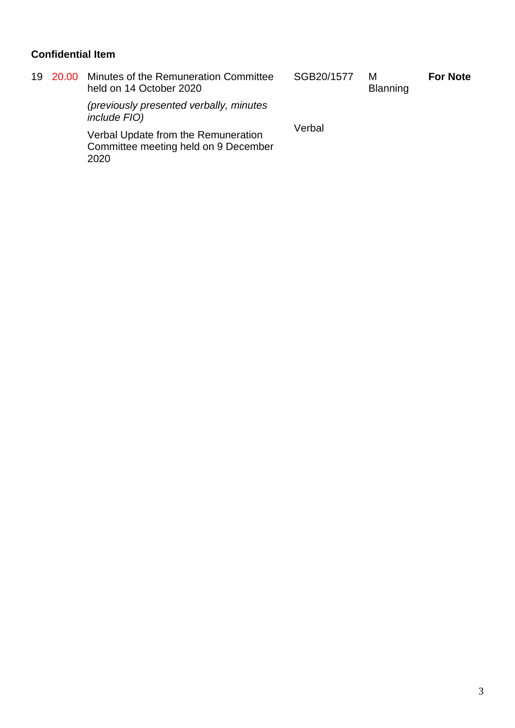**Confidential Item**

| | | | | | |
|---|---|---|---|---|---|
| 19 | 20.00 | Minutes of the Remuneration Committee held on 14 October 2020<br><br>*(previously presented verbally, minutes include FIO)* | SGB20/1577 | M Blanning | **For Note** |
| | | Verbal Update from the Remuneration Committee meeting held on 9 December 2020 | Verbal | | |